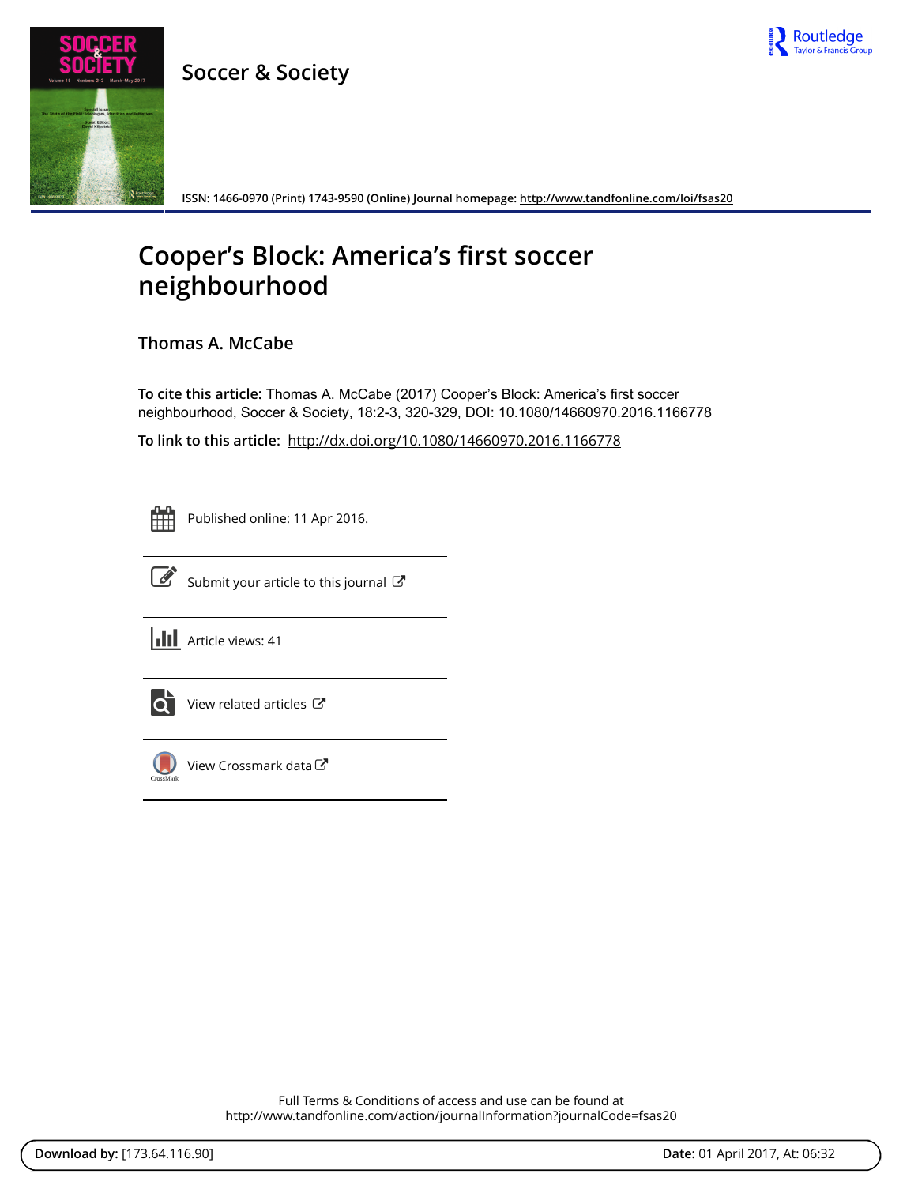Soccer & Society

ISSN: 1466-0970 (Print) 1743-9590 (Online) Journal homepage: http://www.tandfonline.com/loi/fsas20

# Cooper's Block: America's first soccer neighbourhood

**Thomas A. McCabe**

**To cite this article:** Thomas A. McCabe (2017) Cooper's Block: America's first soccer neighbourhood, Soccer & Society, 18:2-3, 320-329, DOI: 10.1080/14660970.2016.1166778

**To link to this article:** http://dx.doi.org/10.1080/14660970.2016.1166778

Published online: 11 Apr 2016.

Submit your article to this journal

Article views: 41

View related articles

View Crossmark data

Full Terms & Conditions of access and use can be found at
http://www.tandfonline.com/action/journalInformation?journalCode=fsas20

**Download by:** [173.64.116.90] **Date:** 01 April 2017, At: 06:32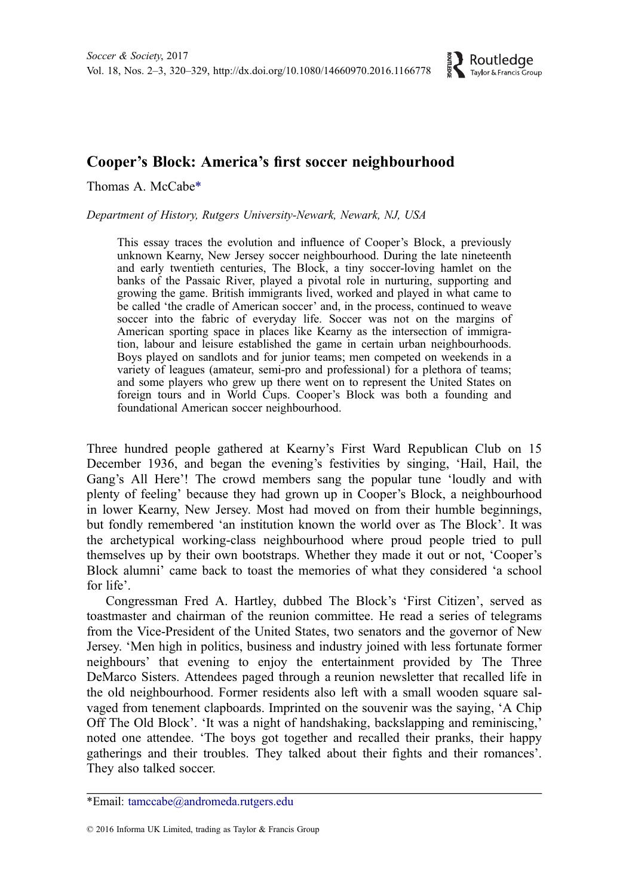# Cooper's Block: America's first soccer neighbourhood

Thomas A. McCabe*

*Department of History, Rutgers University-Newark, Newark, NJ, USA*

> This essay traces the evolution and influence of Cooper's Block, a previously unknown Kearny, New Jersey soccer neighbourhood. During the late nineteenth and early twentieth centuries, The Block, a tiny soccer-loving hamlet on the banks of the Passaic River, played a pivotal role in nurturing, supporting and growing the game. British immigrants lived, worked and played in what came to be called 'the cradle of American soccer' and, in the process, continued to weave soccer into the fabric of everyday life. Soccer was not on the margins of American sporting space in places like Kearny as the intersection of immigration, labour and leisure established the game in certain urban neighbourhoods. Boys played on sandlots and for junior teams; men competed on weekends in a variety of leagues (amateur, semi-pro and professional) for a plethora of teams; and some players who grew up there went on to represent the United States on foreign tours and in World Cups. Cooper's Block was both a founding and foundational American soccer neighbourhood.

Three hundred people gathered at Kearny's First Ward Republican Club on 15 December 1936, and began the evening's festivities by singing, 'Hail, Hail, the Gang's All Here'! The crowd members sang the popular tune 'loudly and with plenty of feeling' because they had grown up in Cooper's Block, a neighbourhood in lower Kearny, New Jersey. Most had moved on from their humble beginnings, but fondly remembered 'an institution known the world over as The Block'. It was the archetypical working-class neighbourhood where proud people tried to pull themselves up by their own bootstraps. Whether they made it out or not, 'Cooper's Block alumni' came back to toast the memories of what they considered 'a school for life'.

Congressman Fred A. Hartley, dubbed The Block's 'First Citizen', served as toastmaster and chairman of the reunion committee. He read a series of telegrams from the Vice-President of the United States, two senators and the governor of New Jersey. 'Men high in politics, business and industry joined with less fortunate former neighbours' that evening to enjoy the entertainment provided by The Three DeMarco Sisters. Attendees paged through a reunion newsletter that recalled life in the old neighbourhood. Former residents also left with a small wooden square salvaged from tenement clapboards. Imprinted on the souvenir was the saying, 'A Chip Off The Old Block'. 'It was a night of handshaking, backslapping and reminiscing,' noted one attendee. 'The boys got together and recalled their pranks, their happy gatherings and their troubles. They talked about their fights and their romances'. They also talked soccer.

*Email: tamccabe@andromeda.rutgers.edu

© 2016 Informa UK Limited, trading as Taylor & Francis Group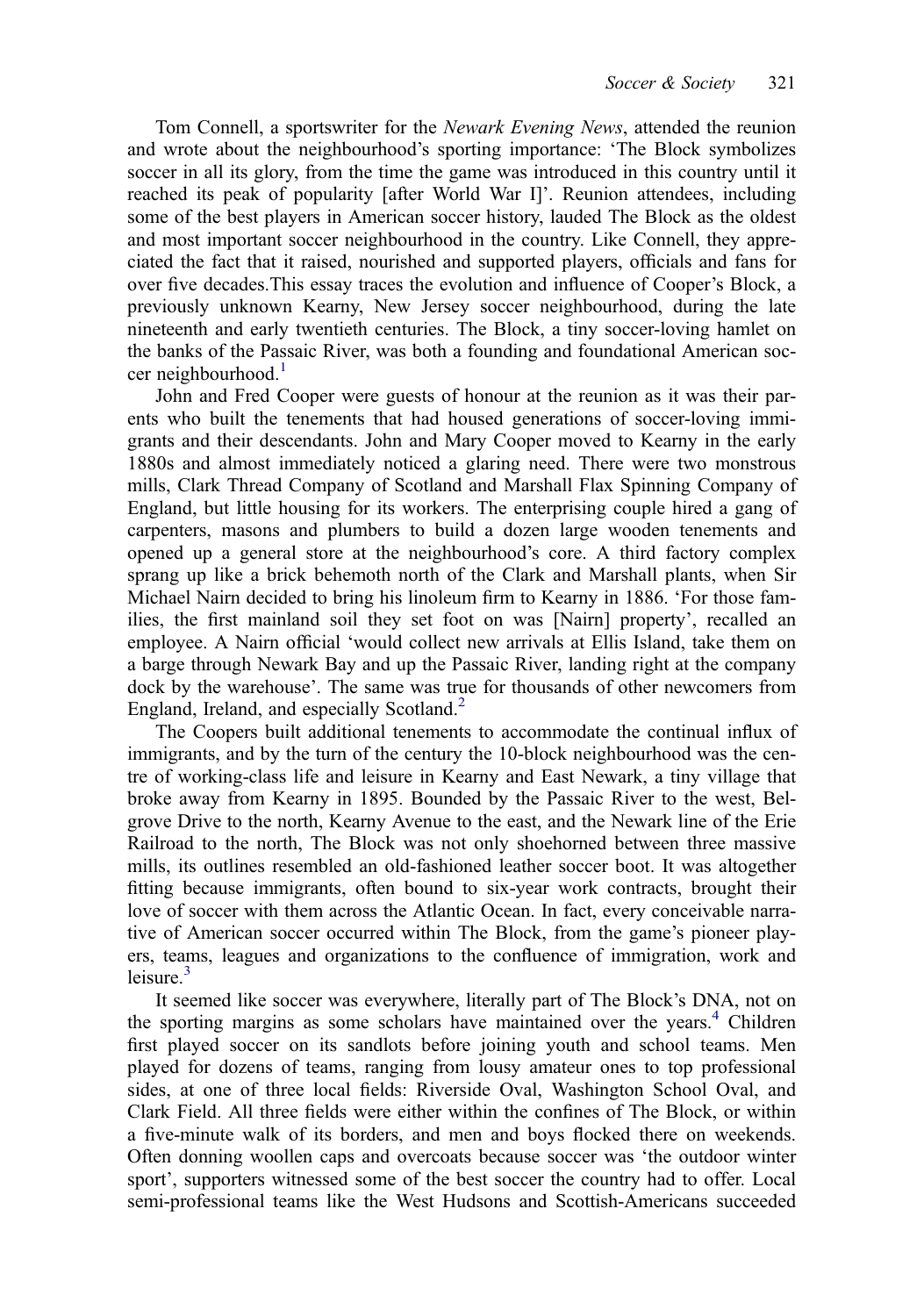Tom Connell, a sportswriter for the *Newark Evening News*, attended the reunion and wrote about the neighbourhood's sporting importance: 'The Block symbolizes soccer in all its glory, from the time the game was introduced in this country until it reached its peak of popularity [after World War I]'. Reunion attendees, including some of the best players in American soccer history, lauded The Block as the oldest and most important soccer neighbourhood in the country. Like Connell, they appreciated the fact that it raised, nourished and supported players, officials and fans for over five decades.This essay traces the evolution and influence of Cooper's Block, a previously unknown Kearny, New Jersey soccer neighbourhood, during the late nineteenth and early twentieth centuries. The Block, a tiny soccer-loving hamlet on the banks of the Passaic River, was both a founding and foundational American soccer neighbourhood.[1]

John and Fred Cooper were guests of honour at the reunion as it was their parents who built the tenements that had housed generations of soccer-loving immigrants and their descendants. John and Mary Cooper moved to Kearny in the early 1880s and almost immediately noticed a glaring need. There were two monstrous mills, Clark Thread Company of Scotland and Marshall Flax Spinning Company of England, but little housing for its workers. The enterprising couple hired a gang of carpenters, masons and plumbers to build a dozen large wooden tenements and opened up a general store at the neighbourhood's core. A third factory complex sprang up like a brick behemoth north of the Clark and Marshall plants, when Sir Michael Nairn decided to bring his linoleum firm to Kearny in 1886. 'For those families, the first mainland soil they set foot on was [Nairn] property', recalled an employee. A Nairn official 'would collect new arrivals at Ellis Island, take them on a barge through Newark Bay and up the Passaic River, landing right at the company dock by the warehouse'. The same was true for thousands of other newcomers from England, Ireland, and especially Scotland.[2]

The Coopers built additional tenements to accommodate the continual influx of immigrants, and by the turn of the century the 10-block neighbourhood was the centre of working-class life and leisure in Kearny and East Newark, a tiny village that broke away from Kearny in 1895. Bounded by the Passaic River to the west, Belgrove Drive to the north, Kearny Avenue to the east, and the Newark line of the Erie Railroad to the north, The Block was not only shoehorned between three massive mills, its outlines resembled an old-fashioned leather soccer boot. It was altogether fitting because immigrants, often bound to six-year work contracts, brought their love of soccer with them across the Atlantic Ocean. In fact, every conceivable narrative of American soccer occurred within The Block, from the game's pioneer players, teams, leagues and organizations to the confluence of immigration, work and leisure.[3]

It seemed like soccer was everywhere, literally part of The Block's DNA, not on the sporting margins as some scholars have maintained over the years.[4] Children first played soccer on its sandlots before joining youth and school teams. Men played for dozens of teams, ranging from lousy amateur ones to top professional sides, at one of three local fields: Riverside Oval, Washington School Oval, and Clark Field. All three fields were either within the confines of The Block, or within a five-minute walk of its borders, and men and boys flocked there on weekends. Often donning woollen caps and overcoats because soccer was 'the outdoor winter sport', supporters witnessed some of the best soccer the country had to offer. Local semi-professional teams like the West Hudsons and Scottish-Americans succeeded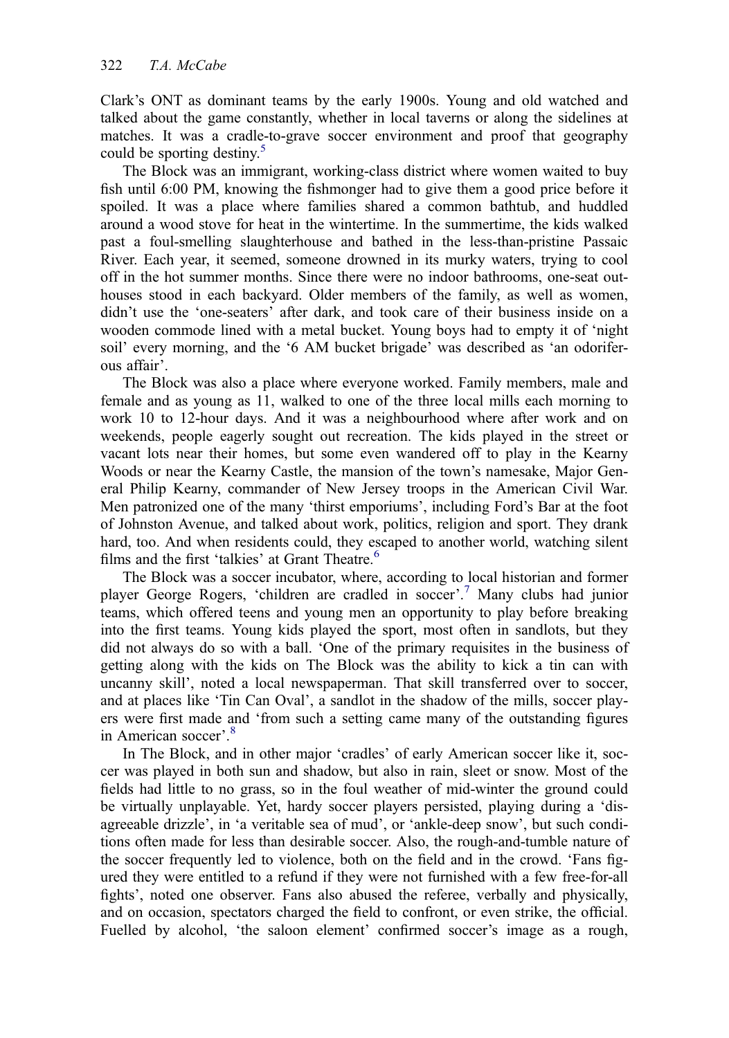Clark's ONT as dominant teams by the early 1900s. Young and old watched and talked about the game constantly, whether in local taverns or along the sidelines at matches. It was a cradle-to-grave soccer environment and proof that geography could be sporting destiny.[5]

The Block was an immigrant, working-class district where women waited to buy fish until 6:00 PM, knowing the fishmonger had to give them a good price before it spoiled. It was a place where families shared a common bathtub, and huddled around a wood stove for heat in the wintertime. In the summertime, the kids walked past a foul-smelling slaughterhouse and bathed in the less-than-pristine Passaic River. Each year, it seemed, someone drowned in its murky waters, trying to cool off in the hot summer months. Since there were no indoor bathrooms, one-seat outhouses stood in each backyard. Older members of the family, as well as women, didn't use the 'one-seaters' after dark, and took care of their business inside on a wooden commode lined with a metal bucket. Young boys had to empty it of 'night soil' every morning, and the '6 AM bucket brigade' was described as 'an odoriferous affair'.

The Block was also a place where everyone worked. Family members, male and female and as young as 11, walked to one of the three local mills each morning to work 10 to 12-hour days. And it was a neighbourhood where after work and on weekends, people eagerly sought out recreation. The kids played in the street or vacant lots near their homes, but some even wandered off to play in the Kearny Woods or near the Kearny Castle, the mansion of the town's namesake, Major General Philip Kearny, commander of New Jersey troops in the American Civil War. Men patronized one of the many 'thirst emporiums', including Ford's Bar at the foot of Johnston Avenue, and talked about work, politics, religion and sport. They drank hard, too. And when residents could, they escaped to another world, watching silent films and the first 'talkies' at Grant Theatre.[6]

The Block was a soccer incubator, where, according to local historian and former player George Rogers, 'children are cradled in soccer'.[7] Many clubs had junior teams, which offered teens and young men an opportunity to play before breaking into the first teams. Young kids played the sport, most often in sandlots, but they did not always do so with a ball. 'One of the primary requisites in the business of getting along with the kids on The Block was the ability to kick a tin can with uncanny skill', noted a local newspaperman. That skill transferred over to soccer, and at places like 'Tin Can Oval', a sandlot in the shadow of the mills, soccer players were first made and 'from such a setting came many of the outstanding figures in American soccer'.[8]

In The Block, and in other major 'cradles' of early American soccer like it, soccer was played in both sun and shadow, but also in rain, sleet or snow. Most of the fields had little to no grass, so in the foul weather of mid-winter the ground could be virtually unplayable. Yet, hardy soccer players persisted, playing during a 'disagreeable drizzle', in 'a veritable sea of mud', or 'ankle-deep snow', but such conditions often made for less than desirable soccer. Also, the rough-and-tumble nature of the soccer frequently led to violence, both on the field and in the crowd. 'Fans figured they were entitled to a refund if they were not furnished with a few free-for-all fights', noted one observer. Fans also abused the referee, verbally and physically, and on occasion, spectators charged the field to confront, or even strike, the official. Fuelled by alcohol, 'the saloon element' confirmed soccer's image as a rough,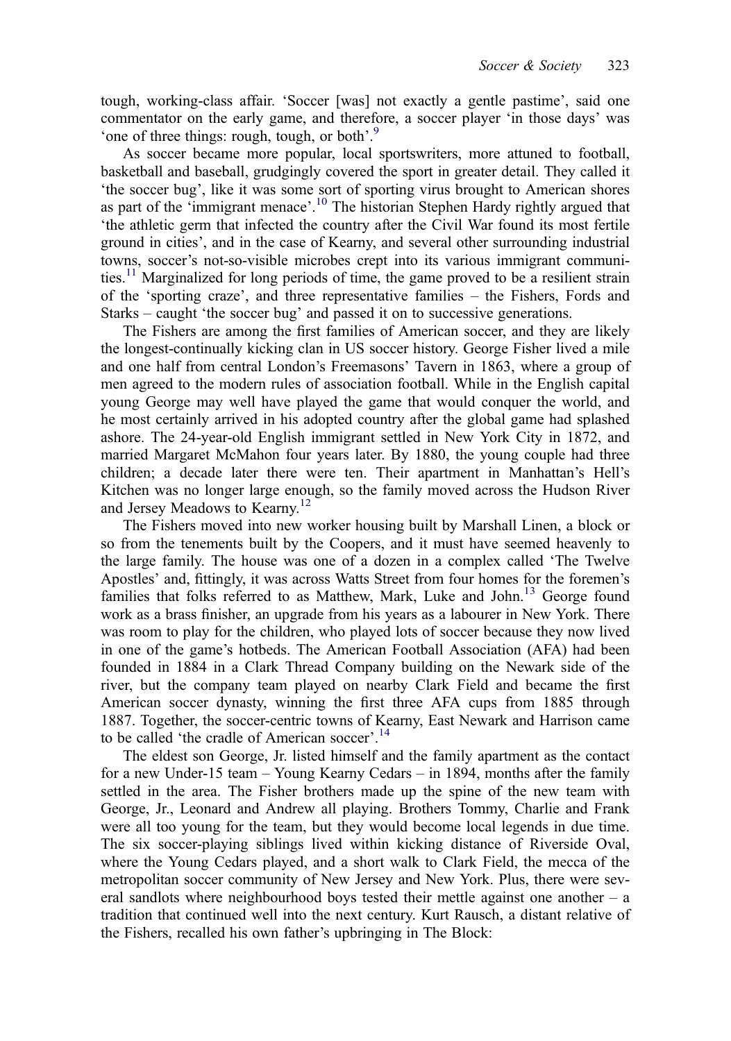tough, working-class affair. 'Soccer [was] not exactly a gentle pastime', said one commentator on the early game, and therefore, a soccer player 'in those days' was 'one of three things: rough, tough, or both'.[9]

As soccer became more popular, local sportswriters, more attuned to football, basketball and baseball, grudgingly covered the sport in greater detail. They called it 'the soccer bug', like it was some sort of sporting virus brought to American shores as part of the 'immigrant menace'.[10] The historian Stephen Hardy rightly argued that 'the athletic germ that infected the country after the Civil War found its most fertile ground in cities', and in the case of Kearny, and several other surrounding industrial towns, soccer's not-so-visible microbes crept into its various immigrant communities.[11] Marginalized for long periods of time, the game proved to be a resilient strain of the 'sporting craze', and three representative families – the Fishers, Fords and Starks – caught 'the soccer bug' and passed it on to successive generations.

The Fishers are among the first families of American soccer, and they are likely the longest-continually kicking clan in US soccer history. George Fisher lived a mile and one half from central London's Freemasons' Tavern in 1863, where a group of men agreed to the modern rules of association football. While in the English capital young George may well have played the game that would conquer the world, and he most certainly arrived in his adopted country after the global game had splashed ashore. The 24-year-old English immigrant settled in New York City in 1872, and married Margaret McMahon four years later. By 1880, the young couple had three children; a decade later there were ten. Their apartment in Manhattan's Hell's Kitchen was no longer large enough, so the family moved across the Hudson River and Jersey Meadows to Kearny.[12]

The Fishers moved into new worker housing built by Marshall Linen, a block or so from the tenements built by the Coopers, and it must have seemed heavenly to the large family. The house was one of a dozen in a complex called 'The Twelve Apostles' and, fittingly, it was across Watts Street from four homes for the foremen's families that folks referred to as Matthew, Mark, Luke and John.[13] George found work as a brass finisher, an upgrade from his years as a labourer in New York. There was room to play for the children, who played lots of soccer because they now lived in one of the game's hotbeds. The American Football Association (AFA) had been founded in 1884 in a Clark Thread Company building on the Newark side of the river, but the company team played on nearby Clark Field and became the first American soccer dynasty, winning the first three AFA cups from 1885 through 1887. Together, the soccer-centric towns of Kearny, East Newark and Harrison came to be called 'the cradle of American soccer'.[14]

The eldest son George, Jr. listed himself and the family apartment as the contact for a new Under-15 team – Young Kearny Cedars – in 1894, months after the family settled in the area. The Fisher brothers made up the spine of the new team with George, Jr., Leonard and Andrew all playing. Brothers Tommy, Charlie and Frank were all too young for the team, but they would become local legends in due time. The six soccer-playing siblings lived within kicking distance of Riverside Oval, where the Young Cedars played, and a short walk to Clark Field, the mecca of the metropolitan soccer community of New Jersey and New York. Plus, there were several sandlots where neighbourhood boys tested their mettle against one another – a tradition that continued well into the next century. Kurt Rausch, a distant relative of the Fishers, recalled his own father's upbringing in The Block: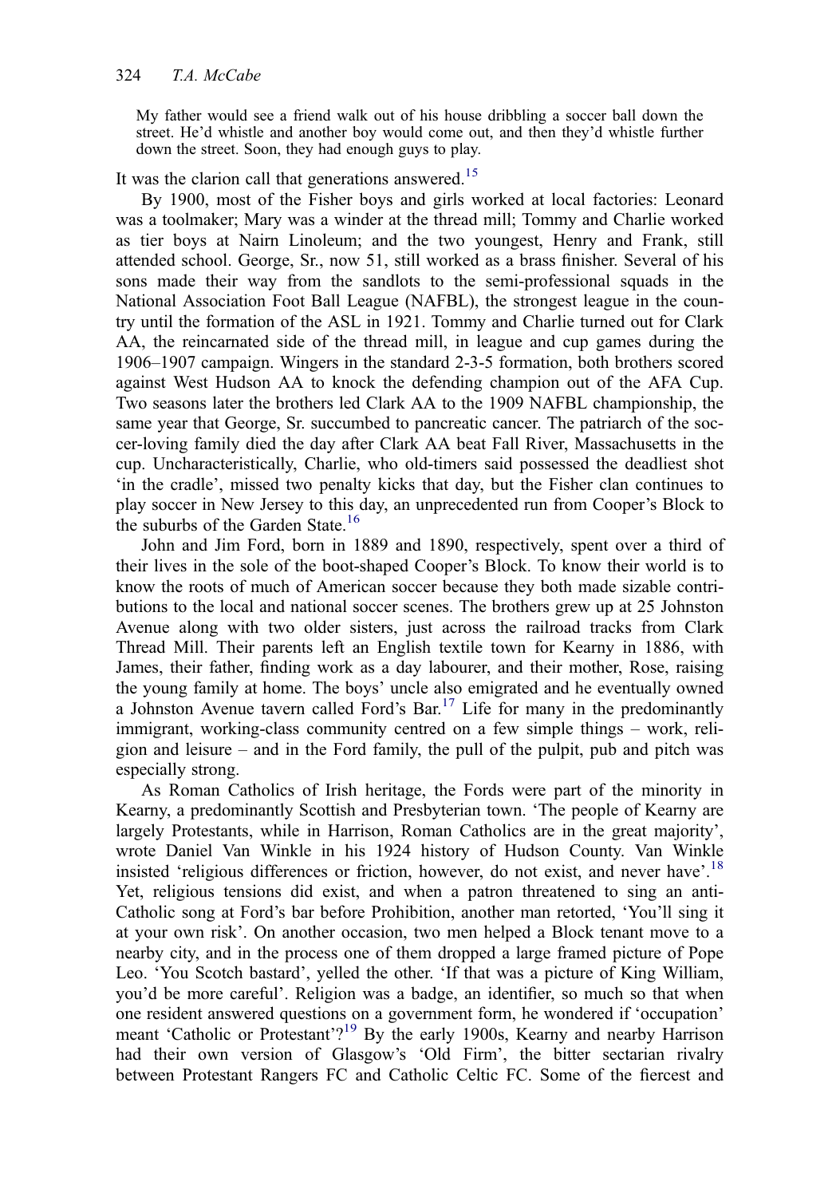> My father would see a friend walk out of his house dribbling a soccer ball down the street. He'd whistle and another boy would come out, and then they'd whistle further down the street. Soon, they had enough guys to play.

It was the clarion call that generations answered.[15]

By 1900, most of the Fisher boys and girls worked at local factories: Leonard was a toolmaker; Mary was a winder at the thread mill; Tommy and Charlie worked as tier boys at Nairn Linoleum; and the two youngest, Henry and Frank, still attended school. George, Sr., now 51, still worked as a brass finisher. Several of his sons made their way from the sandlots to the semi-professional squads in the National Association Foot Ball League (NAFBL), the strongest league in the country until the formation of the ASL in 1921. Tommy and Charlie turned out for Clark AA, the reincarnated side of the thread mill, in league and cup games during the 1906–1907 campaign. Wingers in the standard 2-3-5 formation, both brothers scored against West Hudson AA to knock the defending champion out of the AFA Cup. Two seasons later the brothers led Clark AA to the 1909 NAFBL championship, the same year that George, Sr. succumbed to pancreatic cancer. The patriarch of the soccer-loving family died the day after Clark AA beat Fall River, Massachusetts in the cup. Uncharacteristically, Charlie, who old-timers said possessed the deadliest shot 'in the cradle', missed two penalty kicks that day, but the Fisher clan continues to play soccer in New Jersey to this day, an unprecedented run from Cooper's Block to the suburbs of the Garden State.[16]

John and Jim Ford, born in 1889 and 1890, respectively, spent over a third of their lives in the sole of the boot-shaped Cooper's Block. To know their world is to know the roots of much of American soccer because they both made sizable contributions to the local and national soccer scenes. The brothers grew up at 25 Johnston Avenue along with two older sisters, just across the railroad tracks from Clark Thread Mill. Their parents left an English textile town for Kearny in 1886, with James, their father, finding work as a day labourer, and their mother, Rose, raising the young family at home. The boys' uncle also emigrated and he eventually owned a Johnston Avenue tavern called Ford's Bar.[17] Life for many in the predominantly immigrant, working-class community centred on a few simple things – work, religion and leisure – and in the Ford family, the pull of the pulpit, pub and pitch was especially strong.

As Roman Catholics of Irish heritage, the Fords were part of the minority in Kearny, a predominantly Scottish and Presbyterian town. 'The people of Kearny are largely Protestants, while in Harrison, Roman Catholics are in the great majority', wrote Daniel Van Winkle in his 1924 history of Hudson County. Van Winkle insisted 'religious differences or friction, however, do not exist, and never have'.[18] Yet, religious tensions did exist, and when a patron threatened to sing an anti-Catholic song at Ford's bar before Prohibition, another man retorted, 'You'll sing it at your own risk'. On another occasion, two men helped a Block tenant move to a nearby city, and in the process one of them dropped a large framed picture of Pope Leo. 'You Scotch bastard', yelled the other. 'If that was a picture of King William, you'd be more careful'. Religion was a badge, an identifier, so much so that when one resident answered questions on a government form, he wondered if 'occupation' meant 'Catholic or Protestant'?[19] By the early 1900s, Kearny and nearby Harrison had their own version of Glasgow's 'Old Firm', the bitter sectarian rivalry between Protestant Rangers FC and Catholic Celtic FC. Some of the fiercest and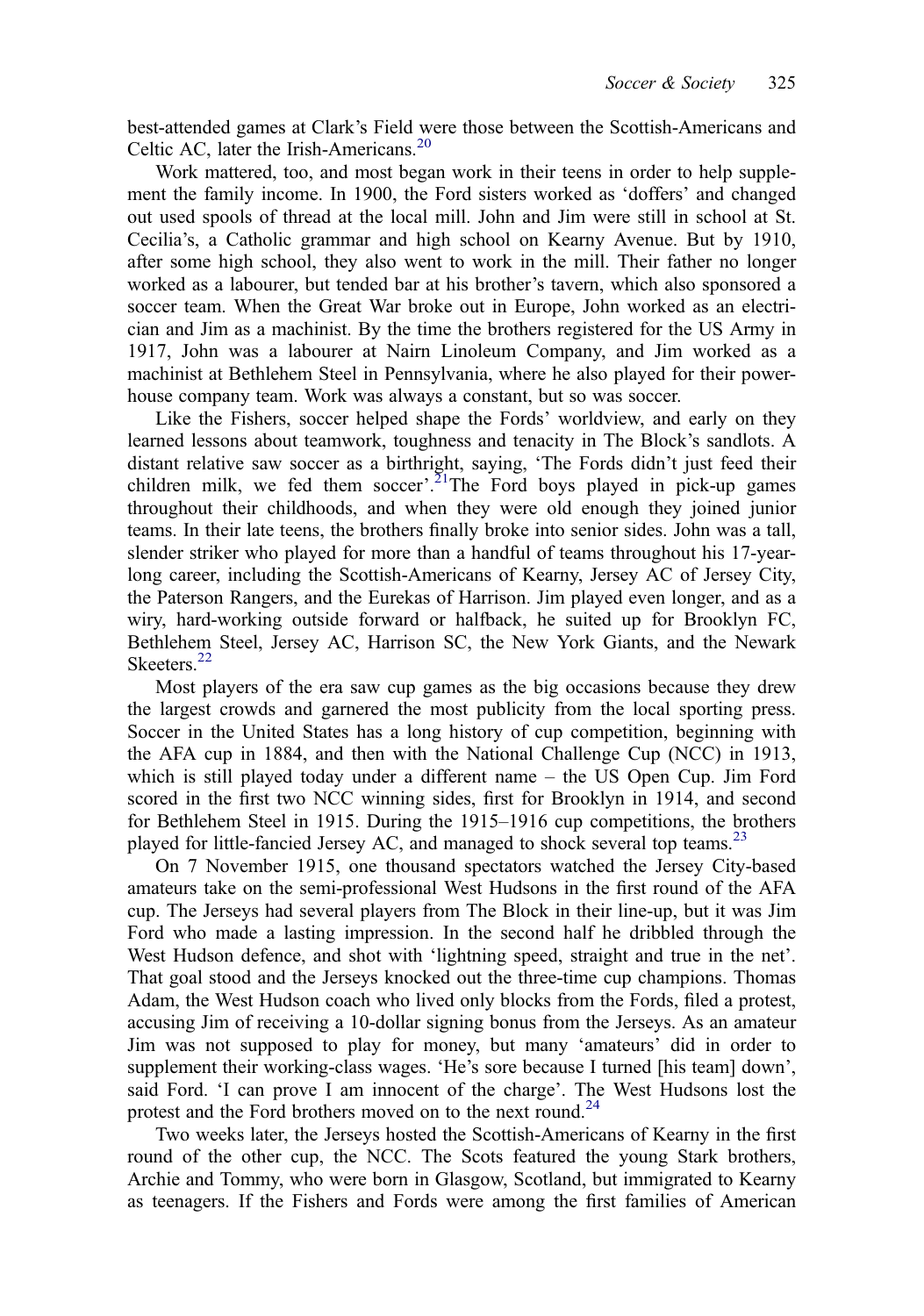best-attended games at Clark's Field were those between the Scottish-Americans and Celtic AC, later the Irish-Americans.[20]

Work mattered, too, and most began work in their teens in order to help supplement the family income. In 1900, the Ford sisters worked as 'doffers' and changed out used spools of thread at the local mill. John and Jim were still in school at St. Cecilia's, a Catholic grammar and high school on Kearny Avenue. But by 1910, after some high school, they also went to work in the mill. Their father no longer worked as a labourer, but tended bar at his brother's tavern, which also sponsored a soccer team. When the Great War broke out in Europe, John worked as an electrician and Jim as a machinist. By the time the brothers registered for the US Army in 1917, John was a labourer at Nairn Linoleum Company, and Jim worked as a machinist at Bethlehem Steel in Pennsylvania, where he also played for their powerhouse company team. Work was always a constant, but so was soccer.

Like the Fishers, soccer helped shape the Fords' worldview, and early on they learned lessons about teamwork, toughness and tenacity in The Block's sandlots. A distant relative saw soccer as a birthright, saying, 'The Fords didn't just feed their children milk, we fed them soccer'.[21]The Ford boys played in pick-up games throughout their childhoods, and when they were old enough they joined junior teams. In their late teens, the brothers finally broke into senior sides. John was a tall, slender striker who played for more than a handful of teams throughout his 17-year-long career, including the Scottish-Americans of Kearny, Jersey AC of Jersey City, the Paterson Rangers, and the Eurekas of Harrison. Jim played even longer, and as a wiry, hard-working outside forward or halfback, he suited up for Brooklyn FC, Bethlehem Steel, Jersey AC, Harrison SC, the New York Giants, and the Newark Skeeters.[22]

Most players of the era saw cup games as the big occasions because they drew the largest crowds and garnered the most publicity from the local sporting press. Soccer in the United States has a long history of cup competition, beginning with the AFA cup in 1884, and then with the National Challenge Cup (NCC) in 1913, which is still played today under a different name – the US Open Cup. Jim Ford scored in the first two NCC winning sides, first for Brooklyn in 1914, and second for Bethlehem Steel in 1915. During the 1915–1916 cup competitions, the brothers played for little-fancied Jersey AC, and managed to shock several top teams.[23]

On 7 November 1915, one thousand spectators watched the Jersey City-based amateurs take on the semi-professional West Hudsons in the first round of the AFA cup. The Jerseys had several players from The Block in their line-up, but it was Jim Ford who made a lasting impression. In the second half he dribbled through the West Hudson defence, and shot with 'lightning speed, straight and true in the net'. That goal stood and the Jerseys knocked out the three-time cup champions. Thomas Adam, the West Hudson coach who lived only blocks from the Fords, filed a protest, accusing Jim of receiving a 10-dollar signing bonus from the Jerseys. As an amateur Jim was not supposed to play for money, but many 'amateurs' did in order to supplement their working-class wages. 'He's sore because I turned [his team] down', said Ford. 'I can prove I am innocent of the charge'. The West Hudsons lost the protest and the Ford brothers moved on to the next round.[24]

Two weeks later, the Jerseys hosted the Scottish-Americans of Kearny in the first round of the other cup, the NCC. The Scots featured the young Stark brothers, Archie and Tommy, who were born in Glasgow, Scotland, but immigrated to Kearny as teenagers. If the Fishers and Fords were among the first families of American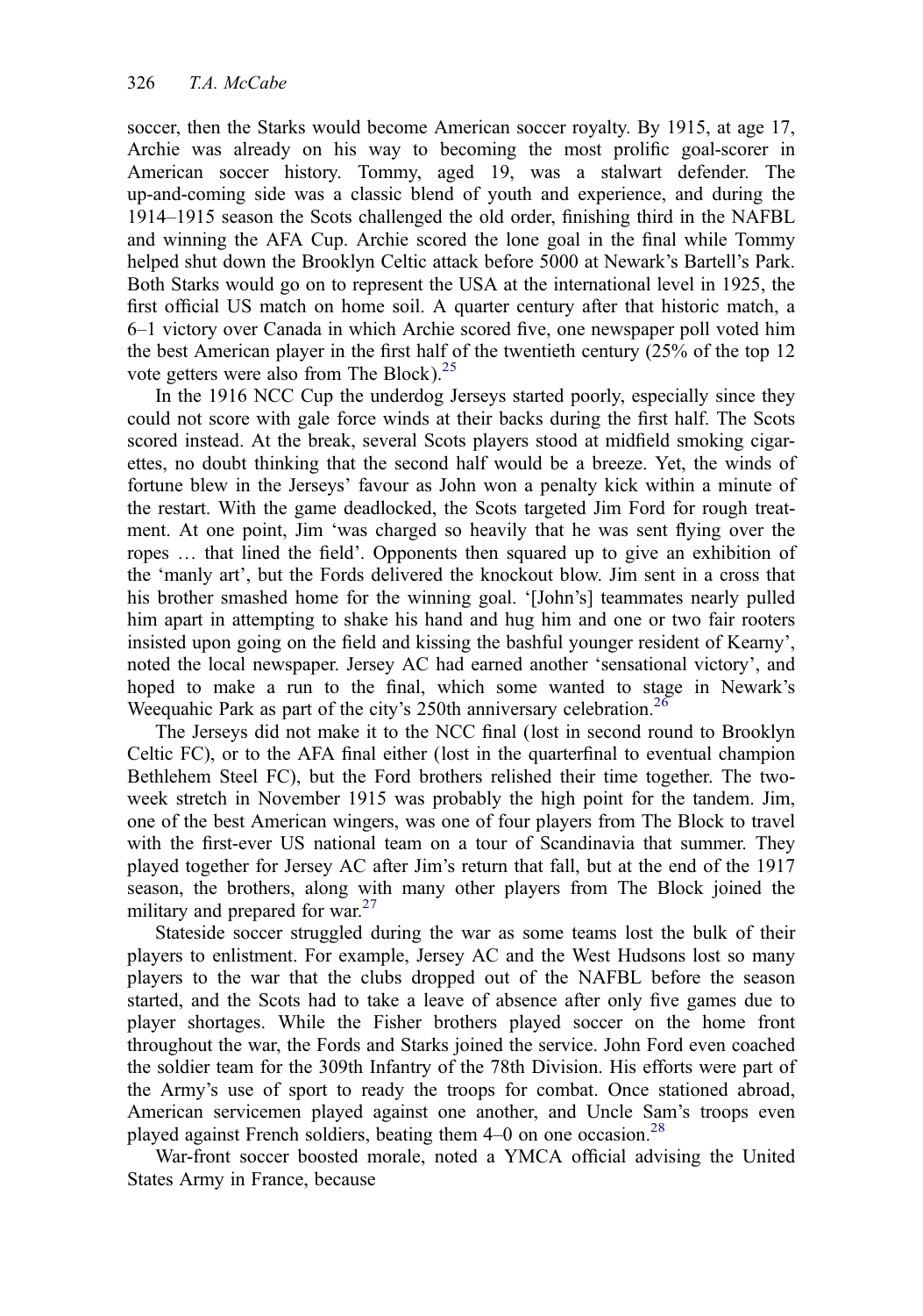soccer, then the Starks would become American soccer royalty. By 1915, at age 17, Archie was already on his way to becoming the most prolific goal-scorer in American soccer history. Tommy, aged 19, was a stalwart defender. The up-and-coming side was a classic blend of youth and experience, and during the 1914–1915 season the Scots challenged the old order, finishing third in the NAFBL and winning the AFA Cup. Archie scored the lone goal in the final while Tommy helped shut down the Brooklyn Celtic attack before 5000 at Newark's Bartell's Park. Both Starks would go on to represent the USA at the international level in 1925, the first official US match on home soil. A quarter century after that historic match, a 6–1 victory over Canada in which Archie scored five, one newspaper poll voted him the best American player in the first half of the twentieth century (25% of the top 12 vote getters were also from The Block).[25]

In the 1916 NCC Cup the underdog Jerseys started poorly, especially since they could not score with gale force winds at their backs during the first half. The Scots scored instead. At the break, several Scots players stood at midfield smoking cigarettes, no doubt thinking that the second half would be a breeze. Yet, the winds of fortune blew in the Jerseys' favour as John won a penalty kick within a minute of the restart. With the game deadlocked, the Scots targeted Jim Ford for rough treatment. At one point, Jim 'was charged so heavily that he was sent flying over the ropes … that lined the field'. Opponents then squared up to give an exhibition of the 'manly art', but the Fords delivered the knockout blow. Jim sent in a cross that his brother smashed home for the winning goal. '[John's] teammates nearly pulled him apart in attempting to shake his hand and hug him and one or two fair rooters insisted upon going on the field and kissing the bashful younger resident of Kearny', noted the local newspaper. Jersey AC had earned another 'sensational victory', and hoped to make a run to the final, which some wanted to stage in Newark's Weequahic Park as part of the city's 250th anniversary celebration.[26]

The Jerseys did not make it to the NCC final (lost in second round to Brooklyn Celtic FC), or to the AFA final either (lost in the quarterfinal to eventual champion Bethlehem Steel FC), but the Ford brothers relished their time together. The two-week stretch in November 1915 was probably the high point for the tandem. Jim, one of the best American wingers, was one of four players from The Block to travel with the first-ever US national team on a tour of Scandinavia that summer. They played together for Jersey AC after Jim's return that fall, but at the end of the 1917 season, the brothers, along with many other players from The Block joined the military and prepared for war.[27]

Stateside soccer struggled during the war as some teams lost the bulk of their players to enlistment. For example, Jersey AC and the West Hudsons lost so many players to the war that the clubs dropped out of the NAFBL before the season started, and the Scots had to take a leave of absence after only five games due to player shortages. While the Fisher brothers played soccer on the home front throughout the war, the Fords and Starks joined the service. John Ford even coached the soldier team for the 309th Infantry of the 78th Division. His efforts were part of the Army's use of sport to ready the troops for combat. Once stationed abroad, American servicemen played against one another, and Uncle Sam's troops even played against French soldiers, beating them 4–0 on one occasion.[28]

War-front soccer boosted morale, noted a YMCA official advising the United States Army in France, because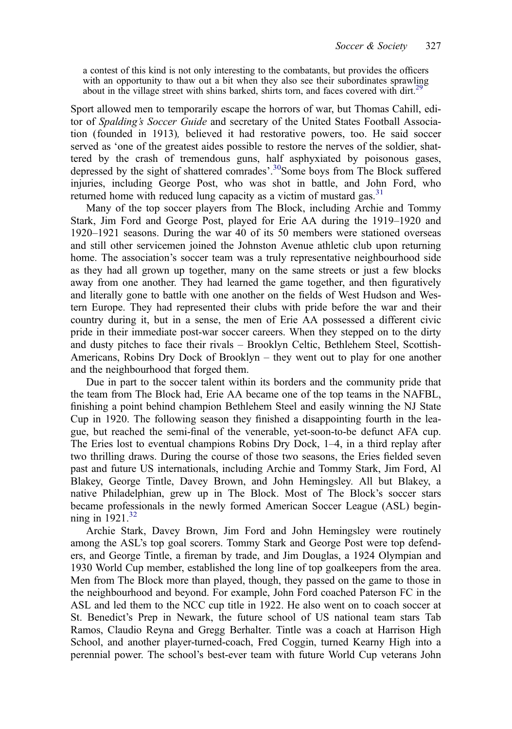> a contest of this kind is not only interesting to the combatants, but provides the officers with an opportunity to thaw out a bit when they also see their subordinates sprawling about in the village street with shins barked, shirts torn, and faces covered with dirt.[29]

Sport allowed men to temporarily escape the horrors of war, but Thomas Cahill, editor of *Spalding's Soccer Guide* and secretary of the United States Football Association (founded in 1913), believed it had restorative powers, too. He said soccer served as 'one of the greatest aides possible to restore the nerves of the soldier, shattered by the crash of tremendous guns, half asphyxiated by poisonous gases, depressed by the sight of shattered comrades'.[30] Some boys from The Block suffered injuries, including George Post, who was shot in battle, and John Ford, who returned home with reduced lung capacity as a victim of mustard gas.[31]

Many of the top soccer players from The Block, including Archie and Tommy Stark, Jim Ford and George Post, played for Erie AA during the 1919–1920 and 1920–1921 seasons. During the war 40 of its 50 members were stationed overseas and still other servicemen joined the Johnston Avenue athletic club upon returning home. The association's soccer team was a truly representative neighbourhood side as they had all grown up together, many on the same streets or just a few blocks away from one another. They had learned the game together, and then figuratively and literally gone to battle with one another on the fields of West Hudson and Western Europe. They had represented their clubs with pride before the war and their country during it, but in a sense, the men of Erie AA possessed a different civic pride in their immediate post-war soccer careers. When they stepped on to the dirty and dusty pitches to face their rivals – Brooklyn Celtic, Bethlehem Steel, Scottish-Americans, Robins Dry Dock of Brooklyn – they went out to play for one another and the neighbourhood that forged them.

Due in part to the soccer talent within its borders and the community pride that the team from The Block had, Erie AA became one of the top teams in the NAFBL, finishing a point behind champion Bethlehem Steel and easily winning the NJ State Cup in 1920. The following season they finished a disappointing fourth in the league, but reached the semi-final of the venerable, yet-soon-to-be defunct AFA cup. The Eries lost to eventual champions Robins Dry Dock, 1–4, in a third replay after two thrilling draws. During the course of those two seasons, the Eries fielded seven past and future US internationals, including Archie and Tommy Stark, Jim Ford, Al Blakey, George Tintle, Davey Brown, and John Hemingsley. All but Blakey, a native Philadelphian, grew up in The Block. Most of The Block's soccer stars became professionals in the newly formed American Soccer League (ASL) beginning in 1921.[32]

Archie Stark, Davey Brown, Jim Ford and John Hemingsley were routinely among the ASL's top goal scorers. Tommy Stark and George Post were top defenders, and George Tintle, a fireman by trade, and Jim Douglas, a 1924 Olympian and 1930 World Cup member, established the long line of top goalkeepers from the area. Men from The Block more than played, though, they passed on the game to those in the neighbourhood and beyond. For example, John Ford coached Paterson FC in the ASL and led them to the NCC cup title in 1922. He also went on to coach soccer at St. Benedict's Prep in Newark, the future school of US national team stars Tab Ramos, Claudio Reyna and Gregg Berhalter. Tintle was a coach at Harrison High School, and another player-turned-coach, Fred Coggin, turned Kearny High into a perennial power. The school's best-ever team with future World Cup veterans John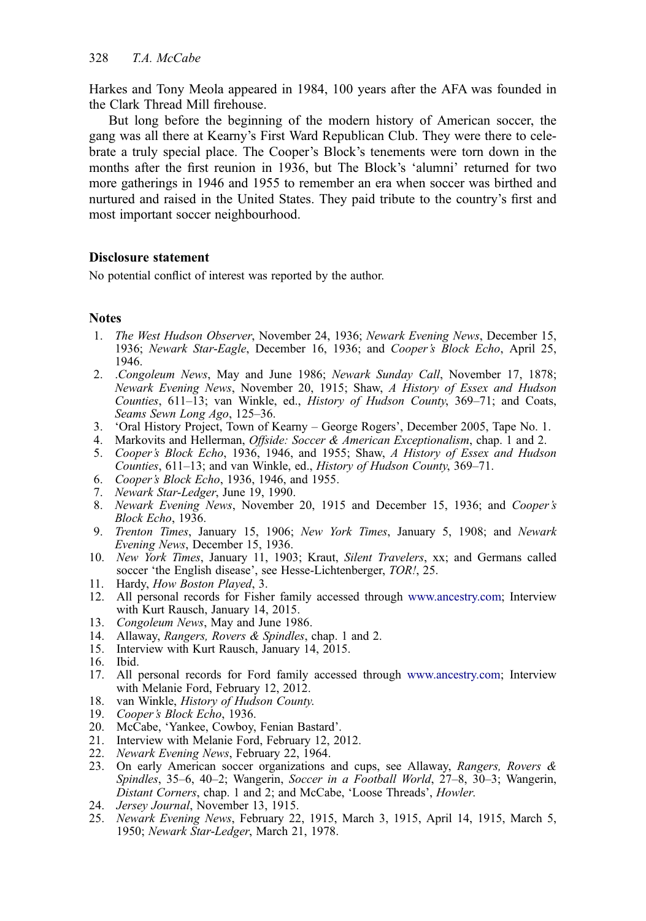Harkes and Tony Meola appeared in 1984, 100 years after the AFA was founded in the Clark Thread Mill firehouse.

But long before the beginning of the modern history of American soccer, the gang was all there at Kearny's First Ward Republican Club. They were there to celebrate a truly special place. The Cooper's Block's tenements were torn down in the months after the first reunion in 1936, but The Block's 'alumni' returned for two more gatherings in 1946 and 1955 to remember an era when soccer was birthed and nurtured and raised in the United States. They paid tribute to the country's first and most important soccer neighbourhood.

### Disclosure statement

No potential conflict of interest was reported by the author.

### Notes

1. *The West Hudson Observer*, November 24, 1936; *Newark Evening News*, December 15, 1936; *Newark Star-Eagle*, December 16, 1936; and *Cooper's Block Echo*, April 25, 1946.
2. .*Congoleum News*, May and June 1986; *Newark Sunday Call*, November 17, 1878; *Newark Evening News*, November 20, 1915; Shaw, *A History of Essex and Hudson Counties*, 611–13; van Winkle, ed., *History of Hudson County*, 369–71; and Coats, *Seams Sewn Long Ago*, 125–36.
3. 'Oral History Project, Town of Kearny – George Rogers', December 2005, Tape No. 1.
4. Markovits and Hellerman, *Offside: Soccer & American Exceptionalism*, chap. 1 and 2.
5. *Cooper's Block Echo*, 1936, 1946, and 1955; Shaw, *A History of Essex and Hudson Counties*, 611–13; and van Winkle, ed., *History of Hudson County*, 369–71.
6. *Cooper's Block Echo*, 1936, 1946, and 1955.
7. *Newark Star-Ledger*, June 19, 1990.
8. *Newark Evening News*, November 20, 1915 and December 15, 1936; and *Cooper's Block Echo*, 1936.
9. *Trenton Times*, January 15, 1906; *New York Times*, January 5, 1908; and *Newark Evening News*, December 15, 1936.
10. *New York Times*, January 11, 1903; Kraut, *Silent Travelers*, xx; and Germans called soccer 'the English disease', see Hesse-Lichtenberger, *TOR!*, 25.
11. Hardy, *How Boston Played*, 3.
12. All personal records for Fisher family accessed through www.ancestry.com; Interview with Kurt Rausch, January 14, 2015.
13. *Congoleum News*, May and June 1986.
14. Allaway, *Rangers, Rovers & Spindles*, chap. 1 and 2.
15. Interview with Kurt Rausch, January 14, 2015.
16. Ibid.
17. All personal records for Ford family accessed through www.ancestry.com; Interview with Melanie Ford, February 12, 2012.
18. van Winkle, *History of Hudson County*.
19. *Cooper's Block Echo*, 1936.
20. McCabe, 'Yankee, Cowboy, Fenian Bastard'.
21. Interview with Melanie Ford, February 12, 2012.
22. *Newark Evening News*, February 22, 1964.
23. On early American soccer organizations and cups, see Allaway, *Rangers, Rovers & Spindles*, 35–6, 40–2; Wangerin, *Soccer in a Football World*, 27–8, 30–3; Wangerin, *Distant Corners*, chap. 1 and 2; and McCabe, 'Loose Threads', *Howler*.
24. *Jersey Journal*, November 13, 1915.
25. *Newark Evening News*, February 22, 1915, March 3, 1915, April 14, 1915, March 5, 1950; *Newark Star-Ledger*, March 21, 1978.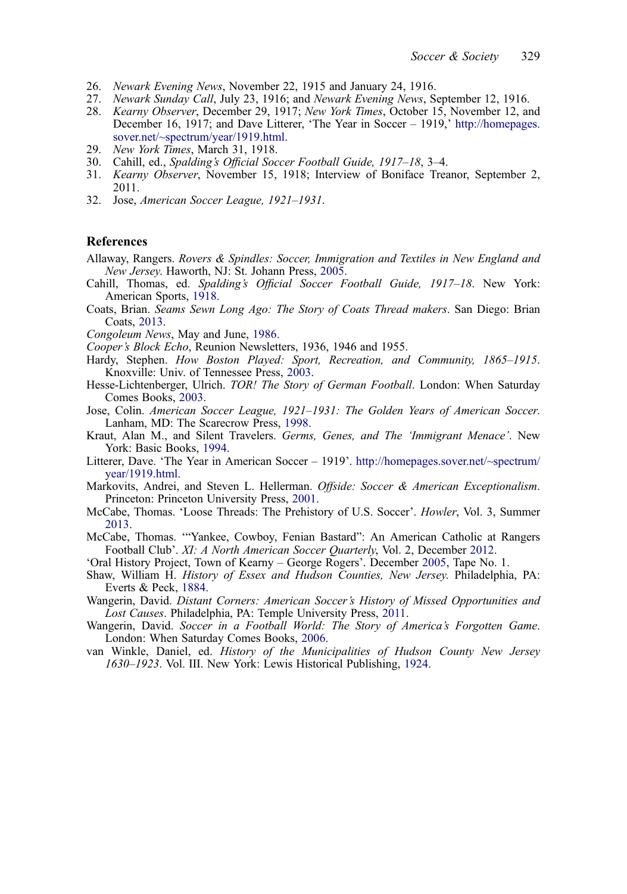26. *Newark Evening News*, November 22, 1915 and January 24, 1916.
27. *Newark Sunday Call*, July 23, 1916; and *Newark Evening News*, September 12, 1916.
28. *Kearny Observer*, December 29, 1917; *New York Times*, October 15, November 12, and December 16, 1917; and Dave Litterer, 'The Year in Soccer – 1919,' http://homepages.sover.net/~spectrum/year/1919.html.
29. *New York Times*, March 31, 1918.
30. Cahill, ed., *Spalding's Official Soccer Football Guide, 1917–18*, 3–4.
31. *Kearny Observer*, November 15, 1918; Interview of Boniface Treanor, September 2, 2011.
32. Jose, *American Soccer League, 1921–1931*.

## References

Allaway, Rangers. *Rovers & Spindles: Soccer, Immigration and Textiles in New England and New Jersey*. Haworth, NJ: St. Johann Press, 2005.

Cahill, Thomas, ed. *Spalding's Official Soccer Football Guide, 1917–18*. New York: American Sports, 1918.

Coats, Brian. *Seams Sewn Long Ago: The Story of Coats Thread makers*. San Diego: Brian Coats, 2013.

*Congoleum News*, May and June, 1986.

*Cooper's Block Echo*, Reunion Newsletters, 1936, 1946 and 1955.

Hardy, Stephen. *How Boston Played: Sport, Recreation, and Community, 1865–1915*. Knoxville: Univ. of Tennessee Press, 2003.

Hesse-Lichtenberger, Ulrich. *TOR! The Story of German Football*. London: When Saturday Comes Books, 2003.

Jose, Colin. *American Soccer League, 1921–1931: The Golden Years of American Soccer*. Lanham, MD: The Scarecrow Press, 1998.

Kraut, Alan M., and Silent Travelers. *Germs, Genes, and The 'Immigrant Menace'*. New York: Basic Books, 1994.

Litterer, Dave. 'The Year in American Soccer – 1919'. http://homepages.sover.net/~spectrum/year/1919.html.

Markovits, Andrei, and Steven L. Hellerman. *Offside: Soccer & American Exceptionalism*. Princeton: Princeton University Press, 2001.

McCabe, Thomas. 'Loose Threads: The Prehistory of U.S. Soccer'. *Howler*, Vol. 3, Summer 2013.

McCabe, Thomas. '"Yankee, Cowboy, Fenian Bastard": An American Catholic at Rangers Football Club'. *XI: A North American Soccer Quarterly*, Vol. 2, December 2012.

'Oral History Project, Town of Kearny – George Rogers'. December 2005, Tape No. 1.

Shaw, William H. *History of Essex and Hudson Counties, New Jersey*. Philadelphia, PA: Everts & Peck, 1884.

Wangerin, David. *Distant Corners: American Soccer's History of Missed Opportunities and Lost Causes*. Philadelphia, PA: Temple University Press, 2011.

Wangerin, David. *Soccer in a Football World: The Story of America's Forgotten Game*. London: When Saturday Comes Books, 2006.

van Winkle, Daniel, ed. *History of the Municipalities of Hudson County New Jersey 1630–1923*. Vol. III. New York: Lewis Historical Publishing, 1924.